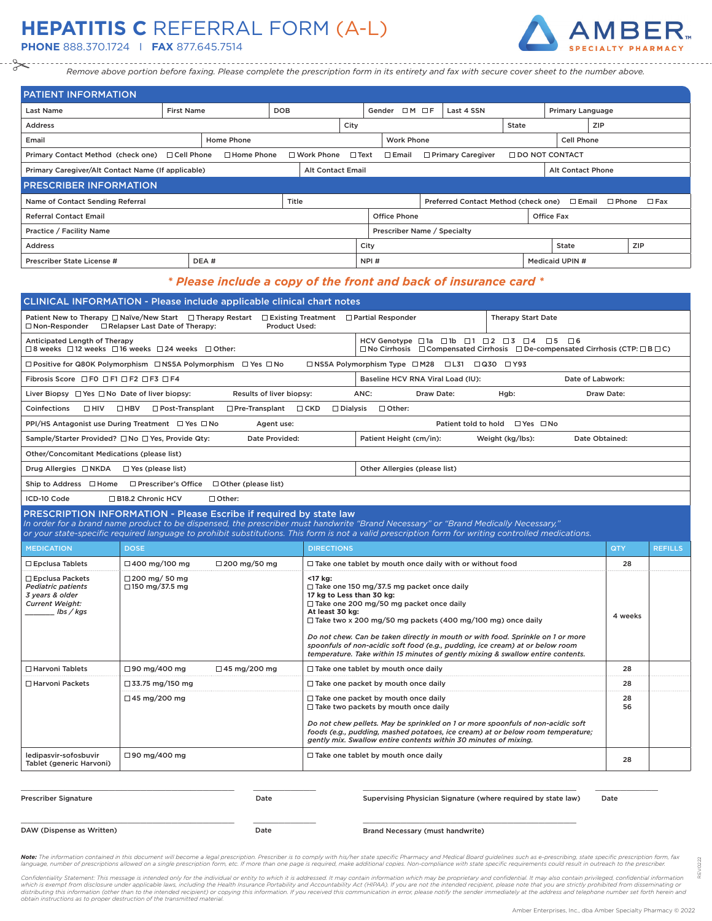# HEPATITIS C REFERRAL FORM (A-L)

**PHONE** 888.370.1724 | **FAX** 877.645.7514

AMBER SPECIALTY PHARMACY

*Remove above portion before faxing. Please complete the prescription form in its entirety and fax with secure cover sheet to the number above.*

## PATIENT INFORMATION

| Last Name | First Name | DOB | Gender ☐M ☐F | Last 4 SSN | Primary Language |
|---|---|---|---|---|---|

| Address | City | State | ZIP |
|---|---|---|---|

| Email | Home Phone | Work Phone | Cell Phone |
|---|---|---|---|

Primary Contact Method (check one) ☐Cell Phone ☐Home Phone ☐Work Phone ☐Text ☐Email ☐Primary Caregiver ☐DO NOT CONTACT

| Primary Caregiver/Alt Contact Name (If applicable) | Alt Contact Email | Alt Contact Phone |
|---|---|---|

## PRESCRIBER INFORMATION

| Name of Contact Sending Referral | Title | Preferred Contact Method (check one) ☐Email ☐Phone ☐Fax |
|---|---|---|

| Referral Contact Email | Office Phone | Office Fax |
|---|---|---|

| Practice / Facility Name | Prescriber Name / Specialty |
|---|---|

| Address | City | State | ZIP |
|---|---|---|---|

| Prescriber State License # | DEA # | NPI # | Medicaid UPIN # |
|---|---|---|---|

*** Please include a copy of the front and back of insurance card ***

## CLINICAL INFORMATION - Please include applicable clinical chart notes

Patient New to Therapy ☐Naïve/New Start ☐Therapy Restart ☐Existing Treatment ☐Partial Responder ☐Non-Responder ☐Relapser Last Date of Therapy: Product Used: | Therapy Start Date

Anticipated Length of Therapy ☐8 weeks ☐12 weeks ☐16 weeks ☐24 weeks ☐Other: | HCV Genotype ☐1a ☐1b ☐1 ☐2 ☐3 ☐4 ☐5 ☐6 ☐No Cirrhosis ☐Compensated Cirrhosis ☐De-compensated Cirrhosis (CTP: ☐B ☐C)

☐Positive for Q80K Polymorphism ☐NS5A Polymorphism ☐Yes ☐No ☐NS5A Polymorphism Type ☐M28 ☐L31 ☐Q30 ☐Y93

Fibrosis Score ☐F0 ☐F1 ☐F2 ☐F3 ☐F4 | Baseline HCV RNA Viral Load (IU): Date of Labwork:

Liver Biopsy ☐Yes ☐No Date of liver biopsy: Results of liver biopsy: | ANC: Draw Date: Hgb: Draw Date:

Coinfections ☐HIV ☐HBV ☐Post-Transplant ☐Pre-Transplant ☐CKD ☐Dialysis ☐Other:

PPI/HS Antagonist use During Treatment ☐Yes ☐No Agent use: Patient told to hold ☐Yes ☐No

Sample/Starter Provided? ☐No ☐Yes, Provide Qty: Date Provided: | Patient Height (cm/in): Weight (kg/lbs): Date Obtained:

Other/Concomitant Medications (please list)

Drug Allergies ☐NKDA ☐Yes (please list) | Other Allergies (please list)

Ship to Address ☐Home ☐Prescriber's Office ☐Other (please list)

ICD-10 Code ☐B18.2 Chronic HCV ☐Other:

## PRESCRIPTION INFORMATION - Please Escribe if required by state law

*In order for a brand name product to be dispensed, the prescriber must handwrite "Brand Necessary" or "Brand Medically Necessary," or your state-specific required language to prohibit substitutions. This form is not a valid prescription form for writing controlled medications.*

| MEDICATION | DOSE | DIRECTIONS | QTY | REFILLS |
|---|---|---|---|---|
| ☐Epclusa Tablets | ☐400 mg/100 mg ☐200 mg/50 mg | ☐Take one tablet by mouth once daily with or without food | 28 | |
| ☐Epclusa Packets *Pediatric patients 3 years & older Current Weight: ________ lbs / kgs* | ☐200 mg/ 50 mg ☐150 mg/37.5 mg | **<17 kg:** ☐Take one 150 mg/37.5 mg packet once daily **17 kg to Less than 30 kg:** ☐Take one 200 mg/50 mg packet once daily **At least 30 kg:** ☐Take two x 200 mg/50 mg packets (400 mg/100 mg) once daily *Do not chew. Can be taken directly in mouth or with food. Sprinkle on 1 or more spoonfuls of non-acidic soft food (e.g., pudding, ice cream) at or below room temperature. Take within 15 minutes of gently mixing & swallow entire contents.* | 4 weeks | |
| ☐Harvoni Tablets | ☐90 mg/400 mg ☐45 mg/200 mg | ☐Take one tablet by mouth once daily | 28 | |
| ☐Harvoni Packets | ☐33.75 mg/150 mg | ☐Take one packet by mouth once daily | 28 | |
| | ☐45 mg/200 mg | ☐Take one packet by mouth once daily ☐Take two packets by mouth once daily *Do not chew pellets. May be sprinkled on 1 or more spoonfuls of non-acidic soft foods (e.g., pudding, mashed potatoes, ice cream) at or below room temperature; gently mix. Swallow entire contents within 30 minutes of mixing.* | 28 56 | |
| ledipasvir-sofosbuvir Tablet (generic Harvoni) | ☐90 mg/400 mg | ☐Take one tablet by mouth once daily | 28 | |

Prescriber Signature ____________ Date ________ Supervising Physician Signature (where required by state law) ____________ Date ________

DAW (Dispense as Written) ____________ Date ________ Brand Necessary (must handwrite) ____________

***Note:*** *The information contained in this document will become a legal prescription. Prescriber is to comply with his/her state specific Pharmacy and Medical Board guidelines such as e-prescribing, state specific prescription form, fax language, number of prescriptions allowed on a single prescription form, etc. If more than one page is required, make additional copies. Non-compliance with state specific requirements could result in outreach to the prescriber.*

*Confidentiality Statement: This message is intended only for the individual or entity to which it is addressed. It may contain information which may be proprietary and confidential. It may also contain privileged, confidential information which is exempt from disclosure under applicable laws, including the Health Insurance Portability and Accountability Act (HIPAA). If you are not the intended recipient, please note that you are strictly prohibited from disseminating or distributing this information (other than to the intended recipient) or copying this information. If you received this communication in error, please notify the sender immediately at the address and telephone number set forth herein and obtain instructions as to proper destruction of the transmitted material.*

REV0222

Amber Enterprises, Inc., dba Amber Specialty Pharmacy © 2022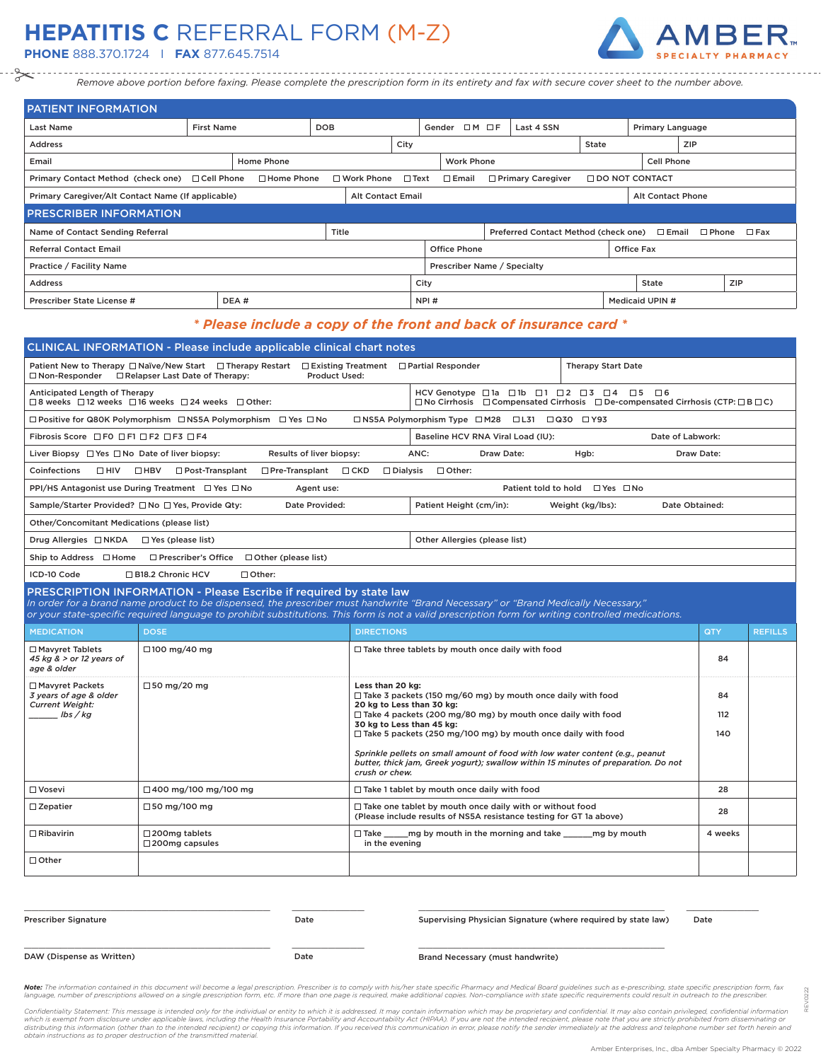# HEPATITIS C REFERRAL FORM (M-Z)

**PHONE** 888.370.1724 | **FAX** 877.645.7514

AMBER SPECIALTY PHARMACY

*Remove above portion before faxing. Please complete the prescription form in its entirety and fax with secure cover sheet to the number above.*

## PATIENT INFORMATION

| | | | | | |
|---|---|---|---|---|---|
| Last Name | First Name | DOB | Gender ☐M ☐F | Last 4 SSN | Primary Language |
| Address | | City | | State | ZIP |
| Email | Home Phone | | Work Phone | | Cell Phone |
| Primary Contact Method (check one) ☐Cell Phone ☐Home Phone ☐Work Phone ☐Text ☐Email ☐Primary Caregiver ☐DO NOT CONTACT | | | | | |
| Primary Caregiver/Alt Contact Name (If applicable) | | Alt Contact Email | | | Alt Contact Phone |

## PRESCRIBER INFORMATION

| | | | |
|---|---|---|---|
| Name of Contact Sending Referral | Title | Preferred Contact Method (check one) ☐Email ☐Phone ☐Fax | |
| Referral Contact Email | | Office Phone | Office Fax |
| Practice / Facility Name | | Prescriber Name / Specialty | |
| Address | City | State | ZIP |
| Prescriber State License # | DEA # | NPI # | Medicaid UPIN # |

*\* Please include a copy of the front and back of insurance card \**

## CLINICAL INFORMATION - Please include applicable clinical chart notes

| | |
|---|---|
| Patient New to Therapy ☐Naïve/New Start ☐Therapy Restart ☐Existing Treatment ☐Partial Responder ☐Non-Responder ☐Relapser Last Date of Therapy: Product Used: | Therapy Start Date |
| Anticipated Length of Therapy ☐8 weeks ☐12 weeks ☐16 weeks ☐24 weeks ☐Other: | HCV Genotype ☐1a ☐1b ☐1 ☐2 ☐3 ☐4 ☐5 ☐6 ☐No Cirrhosis ☐Compensated Cirrhosis ☐De-compensated Cirrhosis (CTP: ☐B ☐C) |
| ☐Positive for Q80K Polymorphism ☐NS5A Polymorphism ☐Yes ☐No ☐NS5A Polymorphism Type ☐M28 ☐L31 ☐Q30 ☐Y93 | |
| Fibrosis Score ☐F0 ☐F1 ☐F2 ☐F3 ☐F4 | Baseline HCV RNA Viral Load (IU): Date of Labwork: |
| Liver Biopsy ☐Yes ☐No Date of liver biopsy: Results of liver biopsy: | ANC: Draw Date: Hgb: Draw Date: |
| Coinfections ☐HIV ☐HBV ☐Post-Transplant ☐Pre-Transplant ☐CKD ☐Dialysis ☐Other: | |
| PPI/HS Antagonist use During Treatment ☐Yes ☐No Agent use: Patient told to hold ☐Yes ☐No | |
| Sample/Starter Provided? ☐No ☐Yes, Provide Qty: Date Provided: | Patient Height (cm/in): Weight (kg/lbs): Date Obtained: |
| Other/Concomitant Medications (please list) | |
| Drug Allergies ☐NKDA ☐Yes (please list) | Other Allergies (please list) |
| Ship to Address ☐Home ☐Prescriber's Office ☐Other (please list) | |
| ICD-10 Code ☐B18.2 Chronic HCV ☐Other: | |

## PRESCRIPTION INFORMATION - Please Escribe if required by state law

*In order for a brand name product to be dispensed, the prescriber must handwrite "Brand Necessary" or "Brand Medically Necessary," or your state-specific required language to prohibit substitutions. This form is not a valid prescription form for writing controlled medications.*

| MEDICATION | DOSE | DIRECTIONS | QTY | REFILLS |
|---|---|---|---|---|
| ☐Mavyret Tablets *45 kg & > or 12 years of age & older* | ☐100 mg/40 mg | ☐Take three tablets by mouth once daily with food | 84 | |
| ☐Mavyret Packets *3 years of age & older Current Weight: ______ lbs / kg* | ☐50 mg/20 mg | **Less than 20 kg:** ☐Take 3 packets (150 mg/60 mg) by mouth once daily with food | 84 | |
| | | **20 kg to Less than 30 kg:** ☐Take 4 packets (200 mg/80 mg) by mouth once daily with food | 112 | |
| | | **30 kg to Less than 45 kg:** ☐Take 5 packets (250 mg/100 mg) by mouth once daily with food *Sprinkle pellets on small amount of food with low water content (e.g., peanut butter, thick jam, Greek yogurt); swallow within 15 minutes of preparation. Do not crush or chew.* | 140 | |
| ☐Vosevi | ☐400 mg/100 mg/100 mg | ☐Take 1 tablet by mouth once daily with food | 28 | |
| ☐Zepatier | ☐50 mg/100 mg | ☐Take one tablet by mouth once daily with or without food (Please include results of NS5A resistance testing for GT 1a above) | 28 | |
| ☐Ribavirin | ☐200mg tablets ☐200mg capsules | ☐Take _____mg by mouth in the morning and take ______mg by mouth in the evening | 4 weeks | |
| ☐Other | | | | |

Prescriber Signature ______________________ Date __________

Supervising Physician Signature (where required by state law) ______________________ Date __________

DAW (Dispense as Written) ______________________ Date __________

Brand Necessary (must handwrite) ______________________

***Note:*** *The information contained in this document will become a legal prescription. Prescriber is to comply with his/her state specific Pharmacy and Medical Board guidelines such as e-prescribing, state specific prescription form, fax language, number of prescriptions allowed on a single prescription form, etc. If more than one page is required, make additional copies. Non-compliance with state specific requirements could result in outreach to the prescriber.*

*Confidentiality Statement: This message is intended only for the individual or entity to which it is addressed. It may contain information which may be proprietary and confidential. It may also contain privileged, confidential information which is exempt from disclosure under applicable laws, including the Health Insurance Portability and Accountability Act (HIPAA). If you are not the intended recipient, please note that you are strictly prohibited from disseminating or distributing this information (other than to the intended recipient) or copying this information. If you received this communication in error, please notify the sender immediately at the address and telephone number set forth herein and obtain instructions as to proper destruction of the transmitted material.*

REV0222

Amber Enterprises, Inc., dba Amber Specialty Pharmacy © 2022